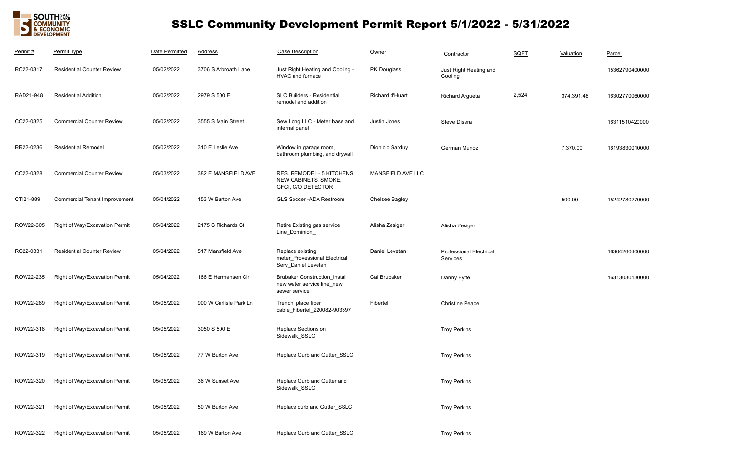# SSLC Community Development Permit Report 5/1/2022 - 5/31/2022

| Permit # | Permit Type | Date Permitted | Address | Case Description | Owner | Contractor | SQFT | Valuation | Parcel |
|---|---|---|---|---|---|---|---|---|---|
| RC22-0317 | Residential Counter Review | 05/02/2022 | 3706 S Arbroath Lane | Just Right Heating and Cooling - HVAC and furnace | PK Douglass | Just Right Heating and Cooling | | | 15362790400000 |
| RAD21-948 | Residential Addition | 05/02/2022 | 2979 S 500 E | SLC Builders - Residential remodel and addition | Richard d'Huart | Richard Argueta | 2,524 | 374,391.48 | 16302770060000 |
| CC22-0325 | Commercial Counter Review | 05/02/2022 | 3555 S Main Street | Sew Long LLC - Meter base and internal panel | Justin Jones | Steve Disera | | | 16311510420000 |
| RR22-0236 | Residential Remodel | 05/02/2022 | 310 E Leslie Ave | Window in garage room, bathroom plumbing, and drywall | Dionicio Sarduy | German Munoz | | 7,370.00 | 16193830010000 |
| CC22-0328 | Commercial Counter Review | 05/03/2022 | 382 E MANSFIELD AVE | RES. REMODEL - 5 KITCHENS NEW CABINETS, SMOKE, GFCI, C/O DETECTOR | MANSFIELD AVE LLC | | | | |
| CTI21-889 | Commercial Tenant Improvement | 05/04/2022 | 153 W Burton Ave | GLS Soccer -ADA Restroom | Chelsee Bagley | | | 500.00 | 15242780270000 |
| ROW22-305 | Right of Way/Excavation Permit | 05/04/2022 | 2175 S Richards St | Retire Existing gas service Line_Dominion_ | Alisha Zesiger | Alisha Zesiger | | | |
| RC22-0331 | Residential Counter Review | 05/04/2022 | 517 Mansfield Ave | Replace existing meter_Provessional Electrical Serv_Daniel Levetan | Daniel Levetan | Professional Electrical Services | | | 16304260400000 |
| ROW22-235 | Right of Way/Excavation Permit | 05/04/2022 | 166 E Hermansen Cir | Brubaker Construction_install new water service line_new sewer service | Cal Brubaker | Danny Fyffe | | | 16313030130000 |
| ROW22-289 | Right of Way/Excavation Permit | 05/05/2022 | 900 W Carlisle Park Ln | Trench, place fiber cable_Fibertel_220082-903397 | Fibertel | Christine Peace | | | |
| ROW22-318 | Right of Way/Excavation Permit | 05/05/2022 | 3050 S 500 E | Replace Sections on Sidewalk_SSLC | | Troy Perkins | | | |
| ROW22-319 | Right of Way/Excavation Permit | 05/05/2022 | 77 W Burton Ave | Replace Curb and Gutter_SSLC | | Troy Perkins | | | |
| ROW22-320 | Right of Way/Excavation Permit | 05/05/2022 | 36 W Sunset Ave | Replace Curb and Gutter and Sidewalk_SSLC | | Troy Perkins | | | |
| ROW22-321 | Right of Way/Excavation Permit | 05/05/2022 | 50 W Burton Ave | Replace curb and Gutter_SSLC | | Troy Perkins | | | |
| ROW22-322 | Right of Way/Excavation Permit | 05/05/2022 | 169 W Burton Ave | Replace Curb and Gutter_SSLC | | Troy Perkins | | | |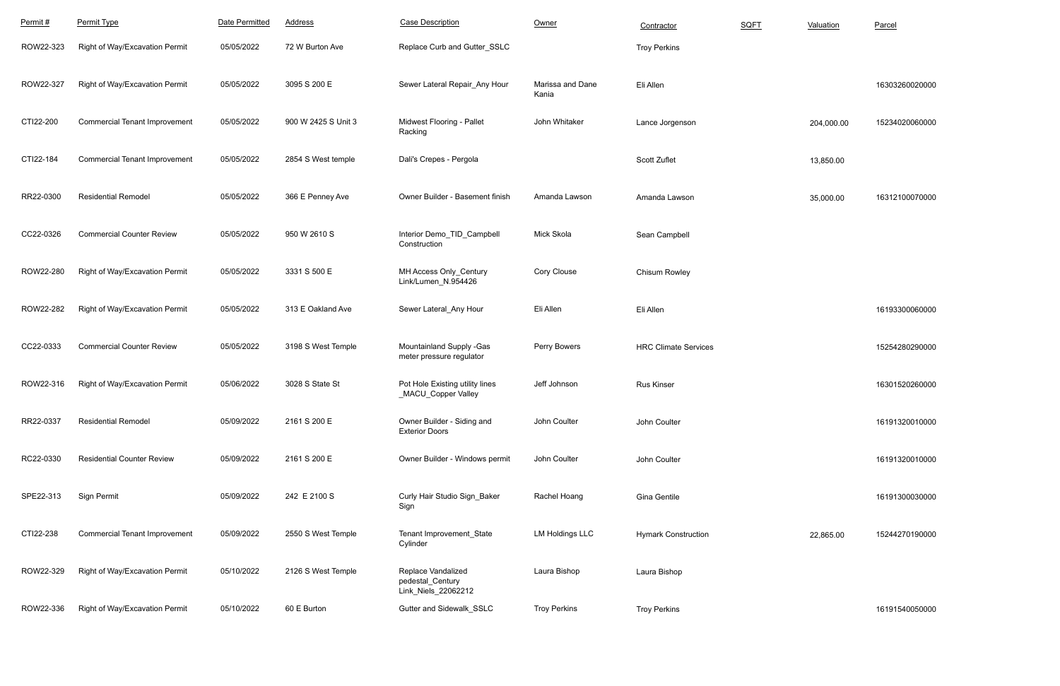| Permit # | Permit Type | Date Permitted | Address | Case Description | Owner | Contractor | SQFT | Valuation | Parcel |
|---|---|---|---|---|---|---|---|---|---|
| ROW22-323 | Right of Way/Excavation Permit | 05/05/2022 | 72 W Burton Ave | Replace Curb and Gutter_SSLC | | Troy Perkins | | | |
| ROW22-327 | Right of Way/Excavation Permit | 05/05/2022 | 3095 S 200 E | Sewer Lateral Repair_Any Hour | Marissa and Dane Kania | Eli Allen | | | 16303260020000 |
| CTI22-200 | Commercial Tenant Improvement | 05/05/2022 | 900 W 2425 S Unit 3 | Midwest Flooring - Pallet Racking | John Whitaker | Lance Jorgenson | | 204,000.00 | 15234020060000 |
| CTI22-184 | Commercial Tenant Improvement | 05/05/2022 | 2854 S West temple | Dali's Crepes - Pergola | | Scott Zuflet | | 13,850.00 | |
| RR22-0300 | Residential Remodel | 05/05/2022 | 366 E Penney Ave | Owner Builder - Basement finish | Amanda Lawson | Amanda Lawson | | 35,000.00 | 16312100070000 |
| CC22-0326 | Commercial Counter Review | 05/05/2022 | 950 W 2610 S | Interior Demo_TID_Campbell Construction | Mick Skola | Sean Campbell | | | |
| ROW22-280 | Right of Way/Excavation Permit | 05/05/2022 | 3331 S 500 E | MH Access Only_Century Link/Lumen_N.954426 | Cory Clouse | Chisum Rowley | | | |
| ROW22-282 | Right of Way/Excavation Permit | 05/05/2022 | 313 E Oakland Ave | Sewer Lateral_Any Hour | Eli Allen | Eli Allen | | | 16193300060000 |
| CC22-0333 | Commercial Counter Review | 05/05/2022 | 3198 S West Temple | Mountainland Supply -Gas meter pressure regulator | Perry Bowers | HRC Climate Services | | | 15254280290000 |
| ROW22-316 | Right of Way/Excavation Permit | 05/06/2022 | 3028 S State St | Pot Hole Existing utility lines _MACU_Copper Valley | Jeff Johnson | Rus Kinser | | | 16301520260000 |
| RR22-0337 | Residential Remodel | 05/09/2022 | 2161 S 200 E | Owner Builder - Siding and Exterior Doors | John Coulter | John Coulter | | | 16191320010000 |
| RC22-0330 | Residential Counter Review | 05/09/2022 | 2161 S 200 E | Owner Builder - Windows permit | John Coulter | John Coulter | | | 16191320010000 |
| SPE22-313 | Sign Permit | 05/09/2022 | 242 E 2100 S | Curly Hair Studio Sign_Baker Sign | Rachel Hoang | Gina Gentile | | | 16191300030000 |
| CTI22-238 | Commercial Tenant Improvement | 05/09/2022 | 2550 S West Temple | Tenant Improvement_State Cylinder | LM Holdings LLC | Hymark Construction | | 22,865.00 | 15244270190000 |
| ROW22-329 | Right of Way/Excavation Permit | 05/10/2022 | 2126 S West Temple | Replace Vandalized pedestal_Century Link_Niels_22062212 | Laura Bishop | Laura Bishop | | | |
| ROW22-336 | Right of Way/Excavation Permit | 05/10/2022 | 60 E Burton | Gutter and Sidewalk_SSLC | Troy Perkins | Troy Perkins | | | 16191540050000 |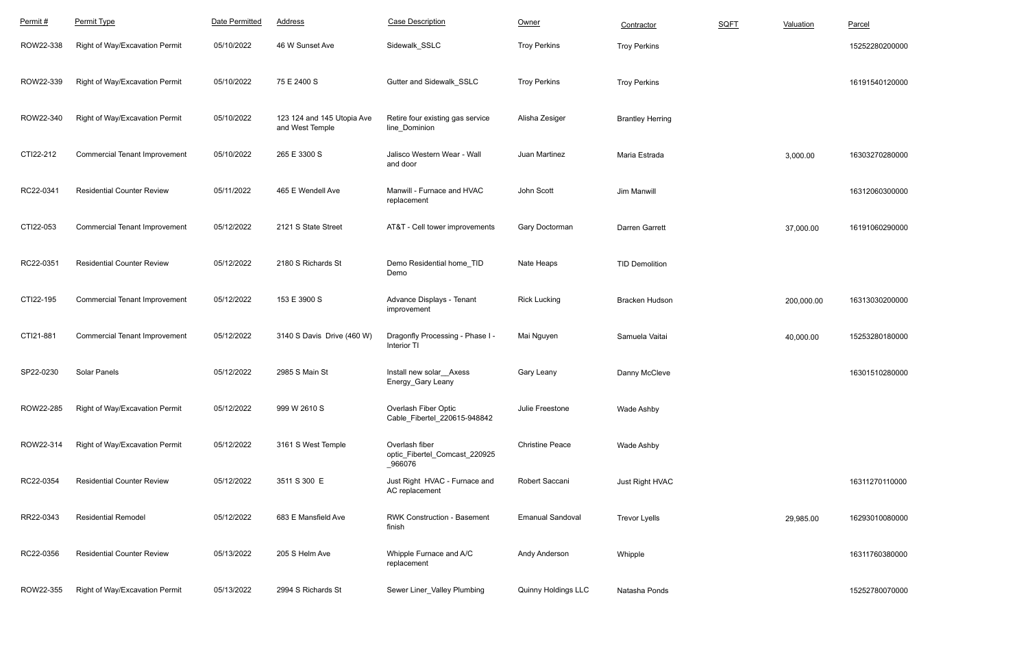| Permit # | Permit Type | Date Permitted | Address | Case Description | Owner | Contractor | SQFT | Valuation | Parcel |
|---|---|---|---|---|---|---|---|---|---|
| ROW22-338 | Right of Way/Excavation Permit | 05/10/2022 | 46 W Sunset Ave | Sidewalk_SSLC | Troy Perkins | Troy Perkins | | | 15252280200000 |
| ROW22-339 | Right of Way/Excavation Permit | 05/10/2022 | 75 E 2400 S | Gutter and Sidewalk_SSLC | Troy Perkins | Troy Perkins | | | 16191540120000 |
| ROW22-340 | Right of Way/Excavation Permit | 05/10/2022 | 123 124 and 145 Utopia Ave and West Temple | Retire four existing gas service line_Dominion | Alisha Zesiger | Brantley Herring | | | |
| CTI22-212 | Commercial Tenant Improvement | 05/10/2022 | 265 E 3300 S | Jalisco Western Wear - Wall and door | Juan Martinez | Maria Estrada | | 3,000.00 | 16303270280000 |
| RC22-0341 | Residential Counter Review | 05/11/2022 | 465 E Wendell Ave | Manwill - Furnace and HVAC replacement | John Scott | Jim Manwill | | | 16312060300000 |
| CTI22-053 | Commercial Tenant Improvement | 05/12/2022 | 2121 S State Street | AT&T - Cell tower improvements | Gary Doctorman | Darren Garrett | | 37,000.00 | 16191060290000 |
| RC22-0351 | Residential Counter Review | 05/12/2022 | 2180 S Richards St | Demo Residential home_TID Demo | Nate Heaps | TID Demolition | | | |
| CTI22-195 | Commercial Tenant Improvement | 05/12/2022 | 153 E 3900 S | Advance Displays - Tenant improvement | Rick Lucking | Bracken Hudson | | 200,000.00 | 16313030200000 |
| CTI21-881 | Commercial Tenant Improvement | 05/12/2022 | 3140 S Davis Drive (460 W) | Dragonfly Processing - Phase I - Interior TI | Mai Nguyen | Samuela Vaitai | | 40,000.00 | 15253280180000 |
| SP22-0230 | Solar Panels | 05/12/2022 | 2985 S Main St | Install new solar__Axess Energy_Gary Leany | Gary Leany | Danny McCleve | | | 16301510280000 |
| ROW22-285 | Right of Way/Excavation Permit | 05/12/2022 | 999 W 2610 S | Overlash Fiber Optic Cable_Fibertel_220615-948842 | Julie Freestone | Wade Ashby | | | |
| ROW22-314 | Right of Way/Excavation Permit | 05/12/2022 | 3161 S West Temple | Overlash fiber optic_Fibertel_Comcast_220925_966076 | Christine Peace | Wade Ashby | | | |
| RC22-0354 | Residential Counter Review | 05/12/2022 | 3511 S 300 E | Just Right HVAC - Furnace and AC replacement | Robert Saccani | Just Right HVAC | | | 16311270110000 |
| RR22-0343 | Residential Remodel | 05/12/2022 | 683 E Mansfield Ave | RWK Construction - Basement finish | Emanual Sandoval | Trevor Lyells | | 29,985.00 | 16293010080000 |
| RC22-0356 | Residential Counter Review | 05/13/2022 | 205 S Helm Ave | Whipple Furnace and A/C replacement | Andy Anderson | Whipple | | | 16311760380000 |
| ROW22-355 | Right of Way/Excavation Permit | 05/13/2022 | 2994 S Richards St | Sewer Liner_Valley Plumbing | Quinny Holdings LLC | Natasha Ponds | | | 15252780070000 |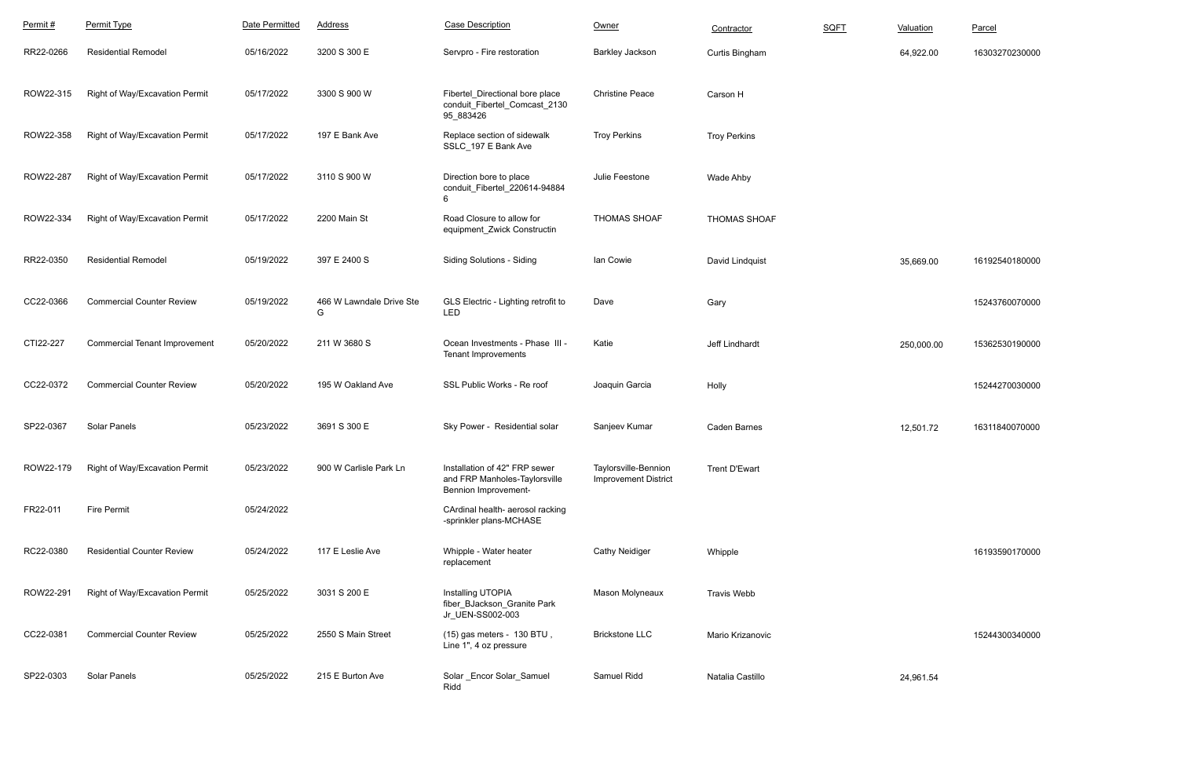| Permit # | Permit Type | Date Permitted | Address | Case Description | Owner | Contractor | SQFT | Valuation | Parcel |
|---|---|---|---|---|---|---|---|---|---|
| RR22-0266 | Residential Remodel | 05/16/2022 | 3200 S 300 E | Servpro - Fire restoration | Barkley Jackson | Curtis Bingham | | 64,922.00 | 16303270230000 |
| ROW22-315 | Right of Way/Excavation Permit | 05/17/2022 | 3300 S 900 W | Fibertel_Directional bore place conduit_Fibertel_Comcast_2130 95_883426 | Christine Peace | Carson H | | | |
| ROW22-358 | Right of Way/Excavation Permit | 05/17/2022 | 197 E Bank Ave | Replace section of sidewalk SSLC_197 E Bank Ave | Troy Perkins | Troy Perkins | | | |
| ROW22-287 | Right of Way/Excavation Permit | 05/17/2022 | 3110 S 900 W | Direction bore to place conduit_Fibertel_220614-94884 6 | Julie Feestone | Wade Ahby | | | |
| ROW22-334 | Right of Way/Excavation Permit | 05/17/2022 | 2200 Main St | Road Closure to allow for equipment_Zwick Constructin | THOMAS SHOAF | THOMAS SHOAF | | | |
| RR22-0350 | Residential Remodel | 05/19/2022 | 397 E 2400 S | Siding Solutions - Siding | Ian Cowie | David Lindquist | | 35,669.00 | 16192540180000 |
| CC22-0366 | Commercial Counter Review | 05/19/2022 | 466 W Lawndale Drive Ste G | GLS Electric - Lighting retrofit to LED | Dave | Gary | | | 15243760070000 |
| CTI22-227 | Commercial Tenant Improvement | 05/20/2022 | 211 W 3680 S | Ocean Investments - Phase III - Tenant Improvements | Katie | Jeff Lindhardt | | 250,000.00 | 15362530190000 |
| CC22-0372 | Commercial Counter Review | 05/20/2022 | 195 W Oakland Ave | SSL Public Works - Re roof | Joaquin Garcia | Holly | | | 15244270030000 |
| SP22-0367 | Solar Panels | 05/23/2022 | 3691 S 300 E | Sky Power - Residential solar | Sanjeev Kumar | Caden Barnes | | 12,501.72 | 16311840070000 |
| ROW22-179 | Right of Way/Excavation Permit | 05/23/2022 | 900 W Carlisle Park Ln | Installation of 42" FRP sewer and FRP Manholes-Taylorsville Bennion Improvement- | Taylorsville-Bennion Improvement District | Trent D'Ewart | | | |
| FR22-011 | Fire Permit | 05/24/2022 | | CArdinal health- aerosol racking -sprinkler plans-MCHASE | | | | | |
| RC22-0380 | Residential Counter Review | 05/24/2022 | 117 E Leslie Ave | Whipple - Water heater replacement | Cathy Neidiger | Whipple | | | 16193590170000 |
| ROW22-291 | Right of Way/Excavation Permit | 05/25/2022 | 3031 S 200 E | Installing UTOPIA fiber_BJackson_Granite Park Jr_UEN-SS002-003 | Mason Molyneaux | Travis Webb | | | |
| CC22-0381 | Commercial Counter Review | 05/25/2022 | 2550 S Main Street | (15) gas meters - 130 BTU , Line 1", 4 oz pressure | Brickstone LLC | Mario Krizanovic | | | 15244300340000 |
| SP22-0303 | Solar Panels | 05/25/2022 | 215 E Burton Ave | Solar _Encor Solar_Samuel Ridd | Samuel Ridd | Natalia Castillo | | 24,961.54 | |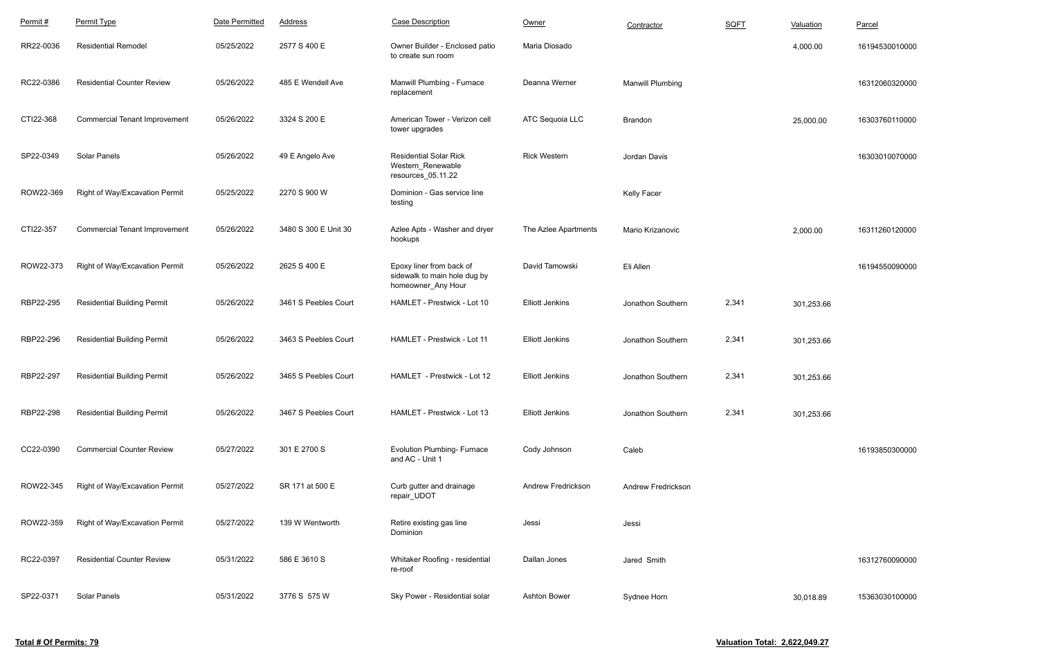| Permit # | Permit Type | Date Permitted | Address | Case Description | Owner | Contractor | SQFT | Valuation | Parcel |
|---|---|---|---|---|---|---|---|---|---|
| RR22-0036 | Residential Remodel | 05/25/2022 | 2577 S 400 E | Owner Builder - Enclosed patio to create sun room | Maria Diosado | | | 4,000.00 | 16194530010000 |
| RC22-0386 | Residential Counter Review | 05/26/2022 | 485 E Wendell Ave | Manwill Plumbing - Furnace replacement | Deanna Werner | Manwill Plumbing | | | 16312060320000 |
| CTI22-368 | Commercial Tenant Improvement | 05/26/2022 | 3324 S 200 E | American Tower - Verizon cell tower upgrades | ATC Sequoia LLC | Brandon | | 25,000.00 | 16303760110000 |
| SP22-0349 | Solar Panels | 05/26/2022 | 49 E Angelo Ave | Residential Solar Rick Western_Renewable resources_05.11.22 | Rick Western | Jordan Davis | | | 16303010070000 |
| ROW22-369 | Right of Way/Excavation Permit | 05/25/2022 | 2270 S 900 W | Dominion - Gas service line testing | | Kelly Facer | | | |
| CTI22-357 | Commercial Tenant Improvement | 05/26/2022 | 3480 S 300 E Unit 30 | Azlee Apts - Washer and dryer hookups | The Azlee Apartments | Mario Krizanovic | | 2,000.00 | 16311260120000 |
| ROW22-373 | Right of Way/Excavation Permit | 05/26/2022 | 2625 S 400 E | Epoxy liner from back of sidewalk to main hole dug by homeowner_Any Hour | David Tamowski | Eli Allen | | | 16194550090000 |
| RBP22-295 | Residential Building Permit | 05/26/2022 | 3461 S Peebles Court | HAMLET - Prestwick - Lot 10 | Elliott Jenkins | Jonathon Southern | 2,341 | 301,253.66 | |
| RBP22-296 | Residential Building Permit | 05/26/2022 | 3463 S Peebles Court | HAMLET - Prestwick - Lot 11 | Elliott Jenkins | Jonathon Southern | 2,341 | 301,253.66 | |
| RBP22-297 | Residential Building Permit | 05/26/2022 | 3465 S Peebles Court | HAMLET - Prestwick - Lot 12 | Elliott Jenkins | Jonathon Southern | 2,341 | 301,253.66 | |
| RBP22-298 | Residential Building Permit | 05/26/2022 | 3467 S Peebles Court | HAMLET - Prestwick - Lot 13 | Elliott Jenkins | Jonathon Southern | 2,341 | 301,253.66 | |
| CC22-0390 | Commercial Counter Review | 05/27/2022 | 301 E 2700 S | Evolution Plumbing- Furnace and AC - Unit 1 | Cody Johnson | Caleb | | | 16193850300000 |
| ROW22-345 | Right of Way/Excavation Permit | 05/27/2022 | SR 171 at 500 E | Curb gutter and drainage repair_UDOT | Andrew Fredrickson | Andrew Fredrickson | | | |
| ROW22-359 | Right of Way/Excavation Permit | 05/27/2022 | 139 W Wentworth | Retire existing gas line Dominion | Jessi | Jessi | | | |
| RC22-0397 | Residential Counter Review | 05/31/2022 | 586 E 3610 S | Whitaker Roofing - residential re-roof | Dallan Jones | Jared Smith | | | 16312760090000 |
| SP22-0371 | Solar Panels | 05/31/2022 | 3776 S 575 W | Sky Power - Residential solar | Ashton Bower | Sydnee Horn | | 30,018.89 | 15363030100000 |

**Total # Of Permits: 79**

**Valuation Total: 2,622,049.27**